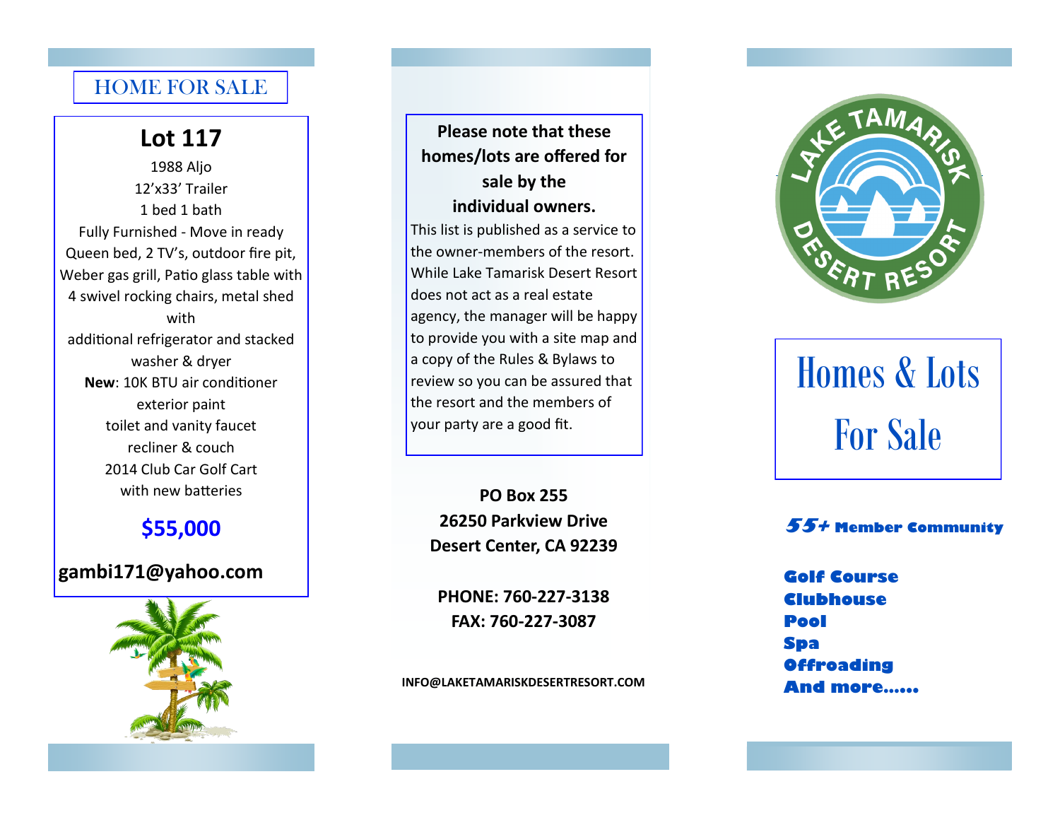## HOME FOR SALE

### Lot 117

1988 Aljo
12’x33’ Trailer
1 bed 1 bath
Fully Furnished - Move in ready
Queen bed, 2 TV’s, outdoor fire pit, Weber gas grill, Patio glass table with 4 swivel rocking chairs, metal shed with
additional refrigerator and stacked washer & dryer
**New**: 10K BTU air conditioner
exterior paint
toilet and vanity faucet
recliner & couch
2014 Club Car Golf Cart
with new batteries

**$55,000**

**gambi171@yahoo.com**

**Please note that these homes/lots are offered for sale by the individual owners.**

This list is published as a service to the owner-members of the resort. While Lake Tamarisk Desert Resort does not act as a real estate agency, the manager will be happy to provide you with a site map and a copy of the Rules & Bylaws to review so you can be assured that the resort and the members of your party are a good fit.

**PO Box 255**
**26250 Parkview Drive**
**Desert Center, CA 92239**

**PHONE: 760-227-3138**
**FAX: 760-227-3087**

**INFO@LAKETAMARISKDESERTRESORT.COM**

LAKE TAMARISK DESERT RESORT

# Homes & Lots For Sale

***55+* Member Community**

**Golf Course**
**Clubhouse**
**Pool**
**Spa**
**Offroading**
**And more......**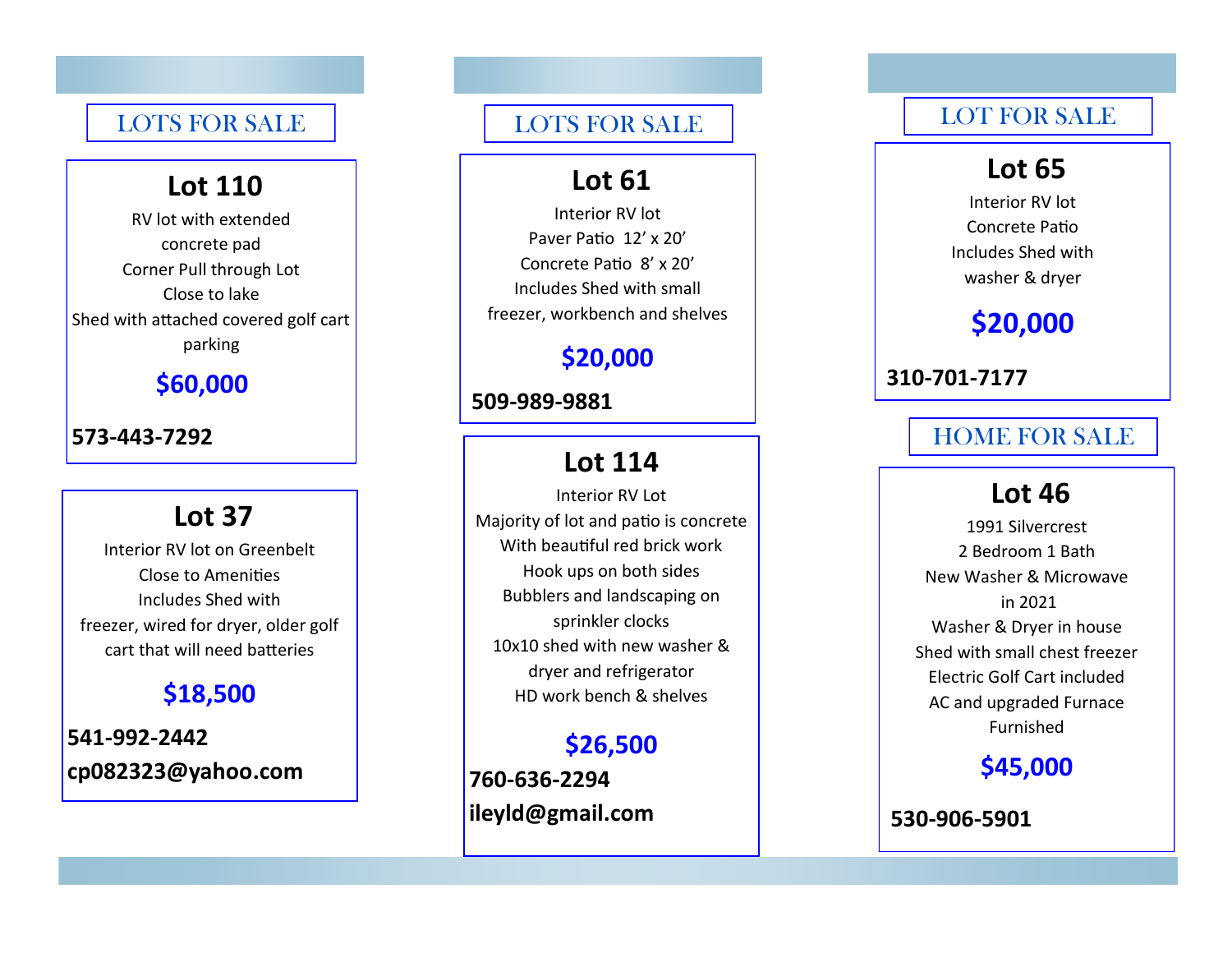## LOTS FOR SALE

### Lot 110

RV lot with extended concrete pad

Corner Pull through Lot

Close to lake

Shed with attached covered golf cart parking

**$60,000**

**573-443-7292**

### Lot 37

Interior RV lot on Greenbelt

Close to Amenities

Includes Shed with freezer, wired for dryer, older golf cart that will need batteries

**$18,500**

**541-992-2442**

**cp082323@yahoo.com**

## LOTS FOR SALE

### Lot 61

Interior RV lot

Paver Patio 12' x 20'

Concrete Patio 8' x 20'

Includes Shed with small freezer, workbench and shelves

**$20,000**

**509-989-9881**

### Lot 114

Interior RV Lot

Majority of lot and patio is concrete

With beautiful red brick work

Hook ups on both sides

Bubblers and landscaping on sprinkler clocks

10x10 shed with new washer & dryer and refrigerator

HD work bench & shelves

**$26,500**

**760-636-2294**

**ileyld@gmail.com**

## LOT FOR SALE

### Lot 65

Interior RV lot

Concrete Patio

Includes Shed with washer & dryer

**$20,000**

**310-701-7177**

## HOME FOR SALE

### Lot 46

1991 Silvercrest

2 Bedroom 1 Bath

New Washer & Microwave in 2021

Washer & Dryer in house

Shed with small chest freezer

Electric Golf Cart included

AC and upgraded Furnace

Furnished

**$45,000**

**530-906-5901**